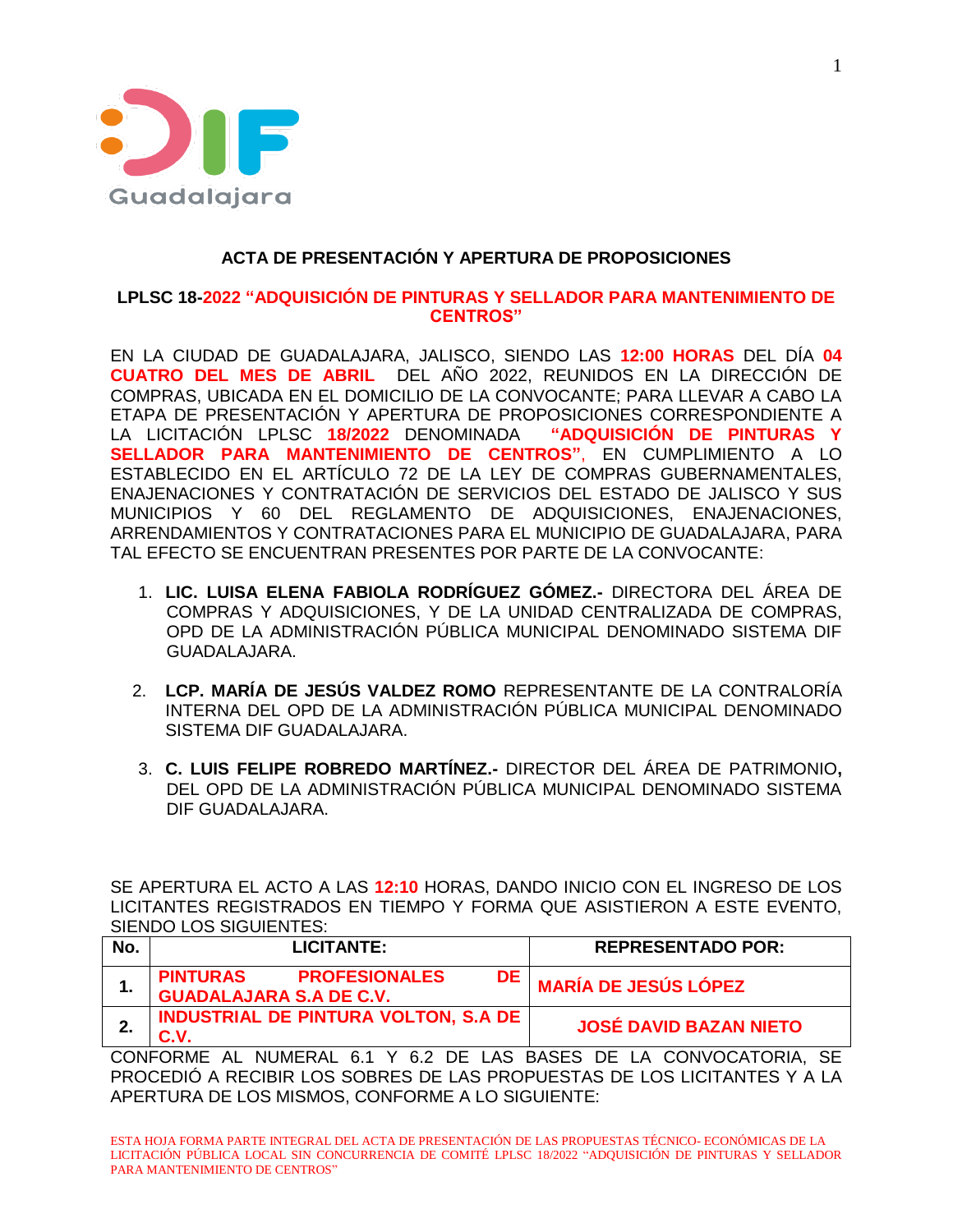Guadalajara

## ACTA DE PRESENTACIÓN Y APERTURA DE PROPOSICIONES

### LPLSC 18-2022 "ADQUISICIÓN DE PINTURAS Y SELLADOR PARA MANTENIMIENTO DE CENTROS"

EN LA CIUDAD DE GUADALAJARA, JALISCO, SIENDO LAS **12:00 HORAS** DEL DÍA **04 CUATRO DEL MES DE ABRIL** DEL AÑO 2022, REUNIDOS EN LA DIRECCIÓN DE COMPRAS, UBICADA EN EL DOMICILIO DE LA CONVOCANTE; PARA LLEVAR A CABO LA ETAPA DE PRESENTACIÓN Y APERTURA DE PROPOSICIONES CORRESPONDIENTE A LA LICITACIÓN LPLSC **18/2022** DENOMINADA **"ADQUISICIÓN DE PINTURAS Y SELLADOR PARA MANTENIMIENTO DE CENTROS"**, EN CUMPLIMIENTO A LO ESTABLECIDO EN EL ARTÍCULO 72 DE LA LEY DE COMPRAS GUBERNAMENTALES, ENAJENACIONES Y CONTRATACIÓN DE SERVICIOS DEL ESTADO DE JALISCO Y SUS MUNICIPIOS Y 60 DEL REGLAMENTO DE ADQUISICIONES, ENAJENACIONES, ARRENDAMIENTOS Y CONTRATACIONES PARA EL MUNICIPIO DE GUADALAJARA, PARA TAL EFECTO SE ENCUENTRAN PRESENTES POR PARTE DE LA CONVOCANTE:

1. **LIC. LUISA ELENA FABIOLA RODRÍGUEZ GÓMEZ.-** DIRECTORA DEL ÁREA DE COMPRAS Y ADQUISICIONES, Y DE LA UNIDAD CENTRALIZADA DE COMPRAS, OPD DE LA ADMINISTRACIÓN PÚBLICA MUNICIPAL DENOMINADO SISTEMA DIF GUADALAJARA.

2. **LCP. MARÍA DE JESÚS VALDEZ ROMO** REPRESENTANTE DE LA CONTRALORÍA INTERNA DEL OPD DE LA ADMINISTRACIÓN PÚBLICA MUNICIPAL DENOMINADO SISTEMA DIF GUADALAJARA.

3. **C. LUIS FELIPE ROBREDO MARTÍNEZ.-** DIRECTOR DEL ÁREA DE PATRIMONIO**,** DEL OPD DE LA ADMINISTRACIÓN PÚBLICA MUNICIPAL DENOMINADO SISTEMA DIF GUADALAJARA.

SE APERTURA EL ACTO A LAS **12:10** HORAS, DANDO INICIO CON EL INGRESO DE LOS LICITANTES REGISTRADOS EN TIEMPO Y FORMA QUE ASISTIERON A ESTE EVENTO, SIENDO LOS SIGUIENTES:

| No. | LICITANTE: | REPRESENTADO POR: |
|---|---|---|
| **1.** | **PINTURAS PROFESIONALES DE GUADALAJARA S.A DE C.V.** | **MARÍA DE JESÚS LÓPEZ** |
| **2.** | **INDUSTRIAL DE PINTURA VOLTON, S.A DE C.V.** | **JOSÉ DAVID BAZAN NIETO** |

CONFORME AL NUMERAL 6.1 Y 6.2 DE LAS BASES DE LA CONVOCATORIA, SE PROCEDIÓ A RECIBIR LOS SOBRES DE LAS PROPUESTAS DE LOS LICITANTES Y A LA APERTURA DE LOS MISMOS, CONFORME A LO SIGUIENTE:

ESTA HOJA FORMA PARTE INTEGRAL DEL ACTA DE PRESENTACIÓN DE LAS PROPUESTAS TÉCNICO- ECONÓMICAS DE LA LICITACIÓN PÚBLICA LOCAL SIN CONCURRENCIA DE COMITÉ LPLSC 18/2022 "ADQUISICIÓN DE PINTURAS Y SELLADOR PARA MANTENIMIENTO DE CENTROS"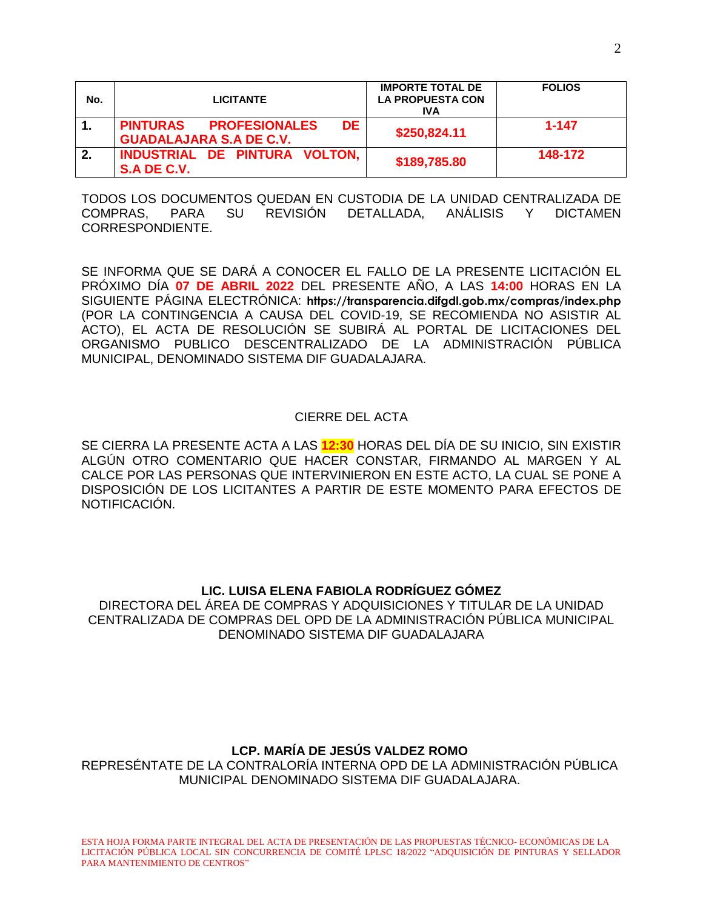| No. | LICITANTE | IMPORTE TOTAL DE LA PROPUESTA CON IVA | FOLIOS |
|---|---|---|---|
| 1. | **PINTURAS PROFESIONALES DE GUADALAJARA S.A DE C.V.** | **$250,824.11** | **1-147** |
| 2. | **INDUSTRIAL DE PINTURA VOLTON, S.A DE C.V.** | **$189,785.80** | **148-172** |

TODOS LOS DOCUMENTOS QUEDAN EN CUSTODIA DE LA UNIDAD CENTRALIZADA DE COMPRAS, PARA SU REVISIÓN DETALLADA, ANÁLISIS Y DICTAMEN CORRESPONDIENTE.

SE INFORMA QUE SE DARÁ A CONOCER EL FALLO DE LA PRESENTE LICITACIÓN EL PRÓXIMO DÍA **07 DE ABRIL 2022** DEL PRESENTE AÑO, A LAS **14:00** HORAS EN LA SIGUIENTE PÁGINA ELECTRÓNICA: **https://transparencia.difgdl.gob.mx/compras/index.php** (POR LA CONTINGENCIA A CAUSA DEL COVID-19, SE RECOMIENDA NO ASISTIR AL ACTO), EL ACTA DE RESOLUCIÓN SE SUBIRÁ AL PORTAL DE LICITACIONES DEL ORGANISMO PUBLICO DESCENTRALIZADO DE LA ADMINISTRACIÓN PÚBLICA MUNICIPAL, DENOMINADO SISTEMA DIF GUADALAJARA.

CIERRE DEL ACTA

SE CIERRA LA PRESENTE ACTA A LAS **12:30** HORAS DEL DÍA DE SU INICIO, SIN EXISTIR ALGÚN OTRO COMENTARIO QUE HACER CONSTAR, FIRMANDO AL MARGEN Y AL CALCE POR LAS PERSONAS QUE INTERVINIERON EN ESTE ACTO, LA CUAL SE PONE A DISPOSICIÓN DE LOS LICITANTES A PARTIR DE ESTE MOMENTO PARA EFECTOS DE NOTIFICACIÓN.

**LIC. LUISA ELENA FABIOLA RODRÍGUEZ GÓMEZ**
DIRECTORA DEL ÁREA DE COMPRAS Y ADQUISICIONES Y TITULAR DE LA UNIDAD CENTRALIZADA DE COMPRAS DEL OPD DE LA ADMINISTRACIÓN PÚBLICA MUNICIPAL DENOMINADO SISTEMA DIF GUADALAJARA

**LCP. MARÍA DE JESÚS VALDEZ ROMO**
REPRESÉNTATE DE LA CONTRALORÍA INTERNA OPD DE LA ADMINISTRACIÓN PÚBLICA MUNICIPAL DENOMINADO SISTEMA DIF GUADALAJARA.

ESTA HOJA FORMA PARTE INTEGRAL DEL ACTA DE PRESENTACIÓN DE LAS PROPUESTAS TÉCNICO- ECONÓMICAS DE LA LICITACIÓN PÚBLICA LOCAL SIN CONCURRENCIA DE COMITÉ LPLSC 18/2022 "ADQUISICIÓN DE PINTURAS Y SELLADOR PARA MANTENIMIENTO DE CENTROS"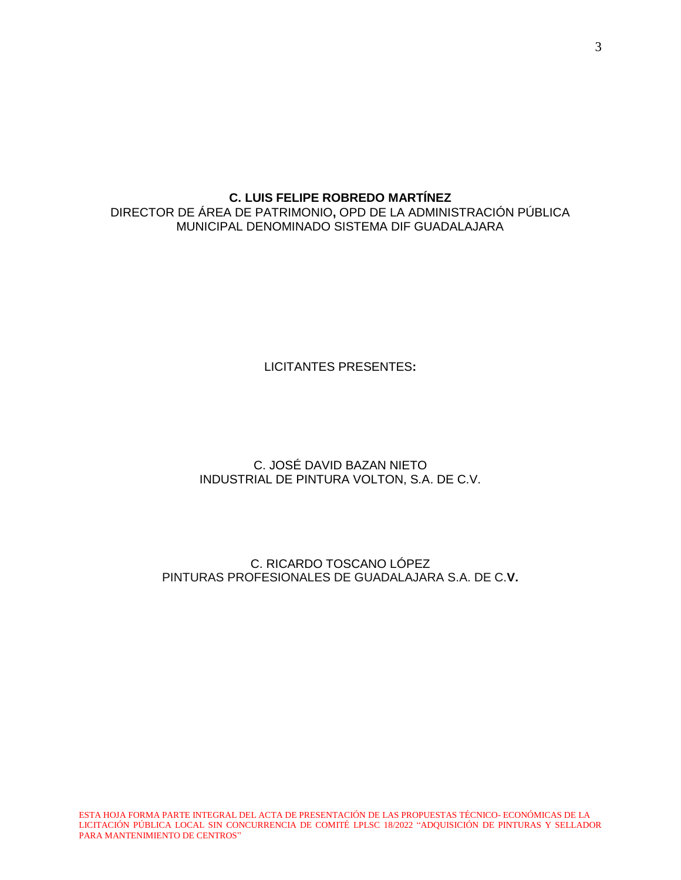**C. LUIS FELIPE ROBREDO MARTÍNEZ**
DIRECTOR DE ÁREA DE PATRIMONIO**,** OPD DE LA ADMINISTRACIÓN PÚBLICA MUNICIPAL DENOMINADO SISTEMA DIF GUADALAJARA

LICITANTES PRESENTES**:**

C. JOSÉ DAVID BAZAN NIETO
INDUSTRIAL DE PINTURA VOLTON, S.A. DE C.V.

C. RICARDO TOSCANO LÓPEZ
PINTURAS PROFESIONALES DE GUADALAJARA S.A. DE C.**V.**

ESTA HOJA FORMA PARTE INTEGRAL DEL ACTA DE PRESENTACIÓN DE LAS PROPUESTAS TÉCNICO- ECONÓMICAS DE LA LICITACIÓN PÚBLICA LOCAL SIN CONCURRENCIA DE COMITÉ LPLSC 18/2022 "ADQUISICIÓN DE PINTURAS Y SELLADOR PARA MANTENIMIENTO DE CENTROS"